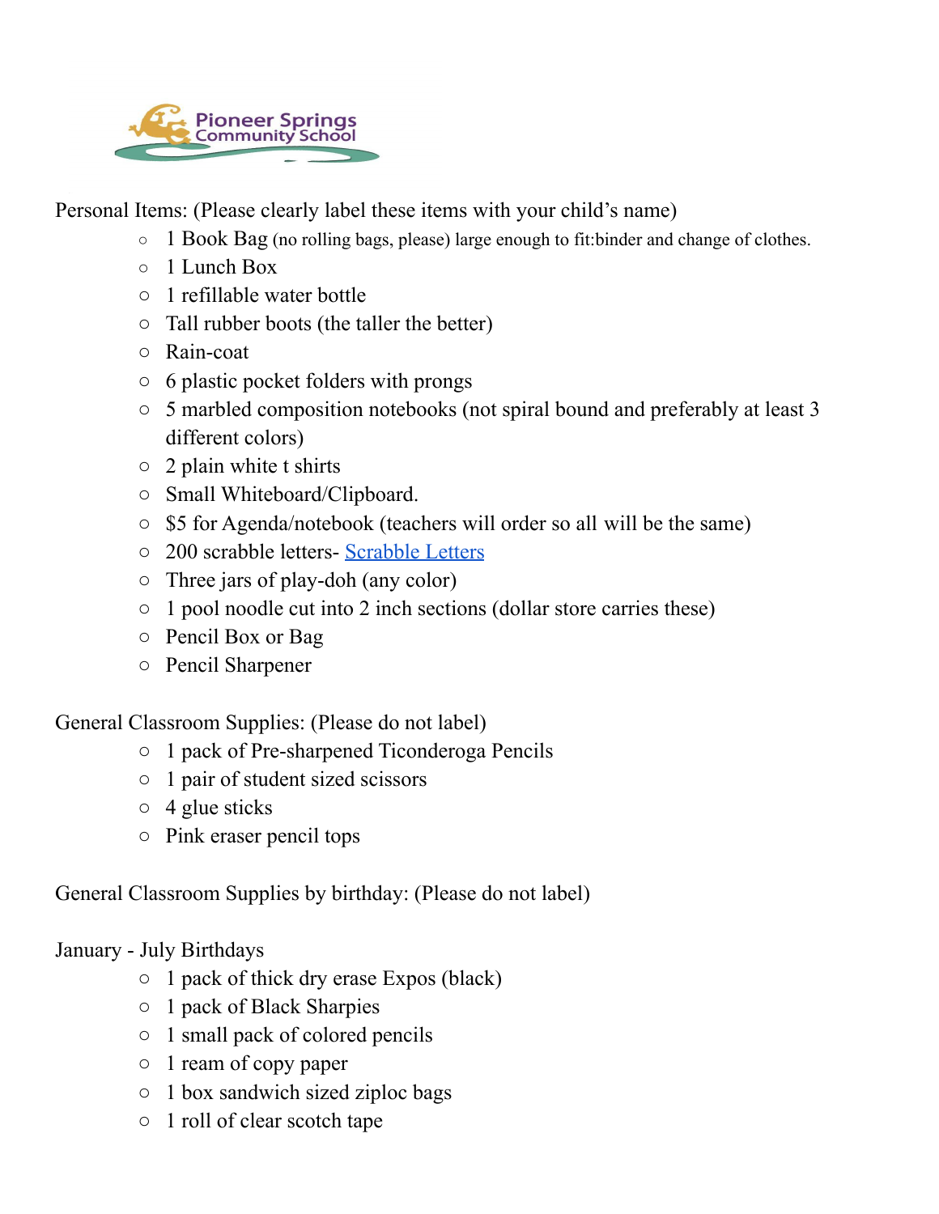Pioneer Springs Community School

Personal Items: (Please clearly label these items with your child's name)

- 1 Book Bag (no rolling bags, please) large enough to fit:binder and change of clothes.
- 1 Lunch Box
- 1 refillable water bottle
- Tall rubber boots (the taller the better)
- Rain-coat
- 6 plastic pocket folders with prongs
- 5 marbled composition notebooks (not spiral bound and preferably at least 3 different colors)
- 2 plain white t shirts
- Small Whiteboard/Clipboard.
- $5 for Agenda/notebook (teachers will order so all will be the same)
- 200 scrabble letters- Scrabble Letters
- Three jars of play-doh (any color)
- 1 pool noodle cut into 2 inch sections (dollar store carries these)
- Pencil Box or Bag
- Pencil Sharpener

General Classroom Supplies: (Please do not label)

- 1 pack of Pre-sharpened Ticonderoga Pencils
- 1 pair of student sized scissors
- 4 glue sticks
- Pink eraser pencil tops

General Classroom Supplies by birthday: (Please do not label)

January - July Birthdays

- 1 pack of thick dry erase Expos (black)
- 1 pack of Black Sharpies
- 1 small pack of colored pencils
- 1 ream of copy paper
- 1 box sandwich sized ziploc bags
- 1 roll of clear scotch tape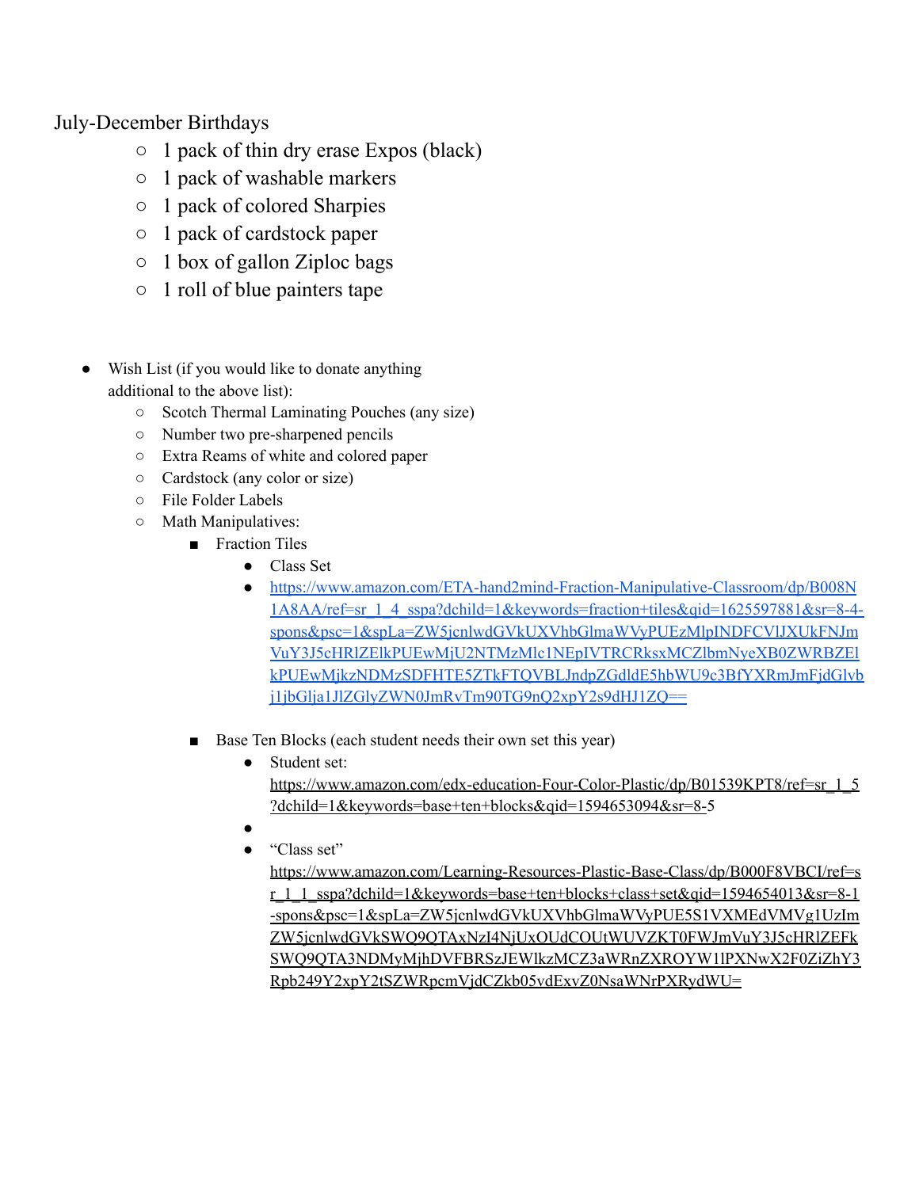July-December Birthdays

- 1 pack of thin dry erase Expos (black)
- 1 pack of washable markers
- 1 pack of colored Sharpies
- 1 pack of cardstock paper
- 1 box of gallon Ziploc bags
- 1 roll of blue painters tape

- Wish List (if you would like to donate anything additional to the above list):
  - Scotch Thermal Laminating Pouches (any size)
  - Number two pre-sharpened pencils
  - Extra Reams of white and colored paper
  - Cardstock (any color or size)
  - File Folder Labels
  - Math Manipulatives:
    - Fraction Tiles
      - Class Set
      - https://www.amazon.com/ETA-hand2mind-Fraction-Manipulative-Classroom/dp/B008N1A8AA/ref=sr_1_4_sspa?dchild=1&keywords=fraction+tiles&qid=1625597881&sr=8-4-spons&psc=1&spLa=ZW5jcnlwdGVkUXVhbGlmaWVyPUEzMlpINDFCVlJXUkFNJmVuY3J5cHRlZElkPUEwMjU2NTMzMlc1NEpIVTRCRksxMCZlbmNyeXB0ZWRBZElkPUEwMjkzNDMzSDFHTE5ZTkFTQVBLJndpZGdldE5hbWU9c3BfYXRmJmFjdGlvbj1jbGlja1JlZGlyZWN0JmRvTm90TG9nQ2xpY2s9dHJ1ZQ==
    - Base Ten Blocks (each student needs their own set this year)
      - Student set: https://www.amazon.com/edx-education-Four-Color-Plastic/dp/B01539KPT8/ref=sr_1_5?dchild=1&keywords=base+ten+blocks&qid=1594653094&sr=8-5
      - 
      - "Class set" https://www.amazon.com/Learning-Resources-Plastic-Base-Class/dp/B000F8VBCI/ref=sr_1_1_sspa?dchild=1&keywords=base+ten+blocks+class+set&qid=1594654013&sr=8-1-spons&psc=1&spLa=ZW5jcnlwdGVkUXVhbGlmaWVyPUE5S1VXMEdVMVg1UzImZW5jcnlwdGVkSWQ9QTAxNzI4NjUxOUdCOUtWUVZKT0FWJmVuY3J5cHRlZEFkSWQ9QTA3NDMyMjhDVFBRSzJEWlkzMCZ3aWRnZXROYW1lPXNwX2F0ZiZhY3Rpb249Y2xpY2tSZWRpcmVjdCZkb05vdExvZ0NsaWNrPXRydWU=